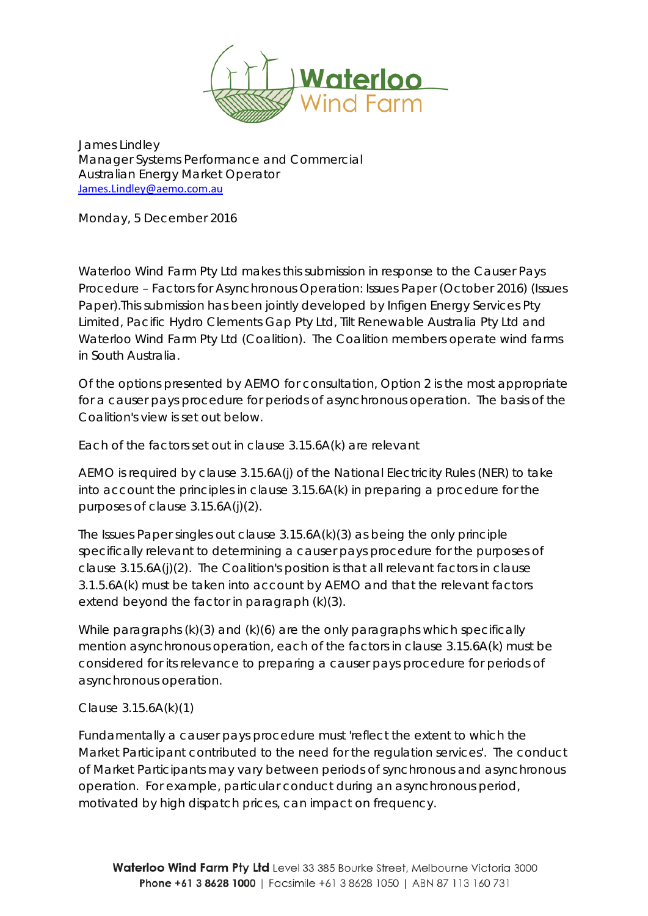James Lindley
Manager Systems Performance and Commercial
Australian Energy Market Operator
James.Lindley@aemo.com.au

Monday, 5 December 2016

Waterloo Wind Farm Pty Ltd makes this submission in response to the Causer Pays Procedure – Factors for Asynchronous Operation: Issues Paper (October 2016) (Issues Paper).This submission has been jointly developed by Infigen Energy Services Pty Limited, Pacific Hydro Clements Gap Pty Ltd, Tilt Renewable Australia Pty Ltd and Waterloo Wind Farm Pty Ltd (Coalition). The Coalition members operate wind farms in South Australia.

Of the options presented by AEMO for consultation, Option 2 is the most appropriate for a causer pays procedure for periods of asynchronous operation. The basis of the Coalition's view is set out below.

Each of the factors set out in clause 3.15.6A(k) are relevant

AEMO is required by clause 3.15.6A(j) of the National Electricity Rules (NER) to take into account the principles in clause 3.15.6A(k) in preparing a procedure for the purposes of clause 3.15.6A(j)(2).

The Issues Paper singles out clause 3.15.6A(k)(3) as being the only principle specifically relevant to determining a causer pays procedure for the purposes of clause 3.15.6A(j)(2). The Coalition's position is that all relevant factors in clause 3.1.5.6A(k) must be taken into account by AEMO and that the relevant factors extend beyond the factor in paragraph (k)(3).

While paragraphs (k)(3) and (k)(6) are the only paragraphs which specifically mention asynchronous operation, each of the factors in clause 3.15.6A(k) must be considered for its relevance to preparing a causer pays procedure for periods of asynchronous operation.

Clause 3.15.6A(k)(1)

Fundamentally a causer pays procedure must 'reflect the extent to which the Market Participant contributed to the need for the regulation services'. The conduct of Market Participants may vary between periods of synchronous and asynchronous operation. For example, particular conduct during an asynchronous period, motivated by high dispatch prices, can impact on frequency.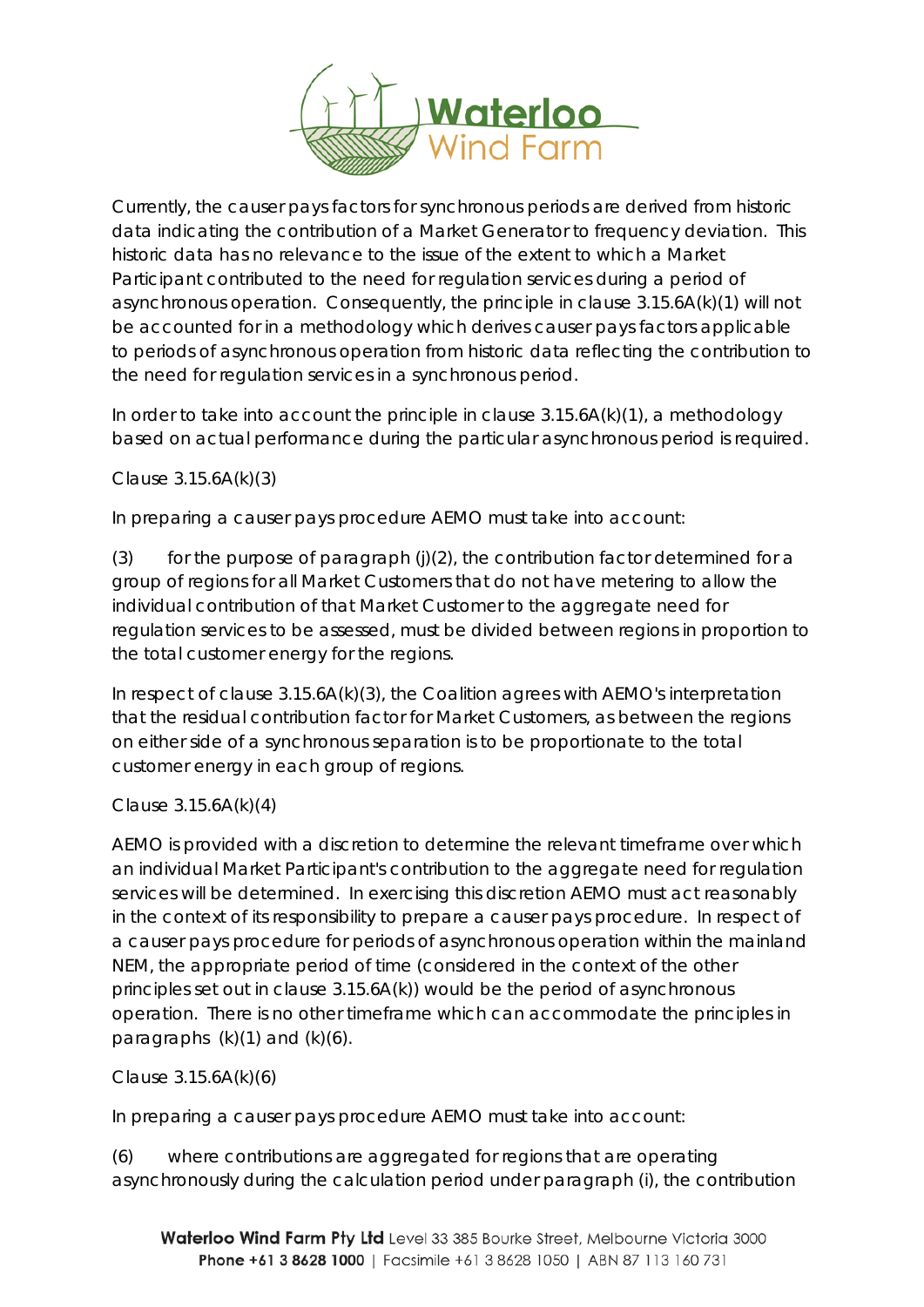Currently, the causer pays factors for synchronous periods are derived from historic data indicating the contribution of a Market Generator to frequency deviation. This historic data has no relevance to the issue of the extent to which a Market Participant contributed to the need for regulation services during a period of asynchronous operation. Consequently, the principle in clause 3.15.6A(k)(1) will not be accounted for in a methodology which derives causer pays factors applicable to periods of asynchronous operation from historic data reflecting the contribution to the need for regulation services in a synchronous period.

In order to take into account the principle in clause 3.15.6A(k)(1), a methodology based on actual performance during the particular asynchronous period is required.

Clause 3.15.6A(k)(3)

In preparing a causer pays procedure AEMO must take into account:

(3) for the purpose of paragraph (j)(2), the contribution factor determined for a group of regions for all Market Customers that do not have metering to allow the individual contribution of that Market Customer to the aggregate need for regulation services to be assessed, must be divided between regions in proportion to the total customer energy for the regions.

In respect of clause 3.15.6A(k)(3), the Coalition agrees with AEMO's interpretation that the residual contribution factor for Market Customers, as between the regions on either side of a synchronous separation is to be proportionate to the total customer energy in each group of regions.

Clause 3.15.6A(k)(4)

AEMO is provided with a discretion to determine the relevant timeframe over which an individual Market Participant's contribution to the aggregate need for regulation services will be determined. In exercising this discretion AEMO must act reasonably in the context of its responsibility to prepare a causer pays procedure. In respect of a causer pays procedure for periods of asynchronous operation within the mainland NEM, the appropriate period of time (considered in the context of the other principles set out in clause 3.15.6A(k)) would be the period of asynchronous operation. There is no other timeframe which can accommodate the principles in paragraphs (k)(1) and (k)(6).

Clause 3.15.6A(k)(6)

In preparing a causer pays procedure AEMO must take into account:

(6) where contributions are aggregated for regions that are operating asynchronously during the calculation period under paragraph (i), the contribution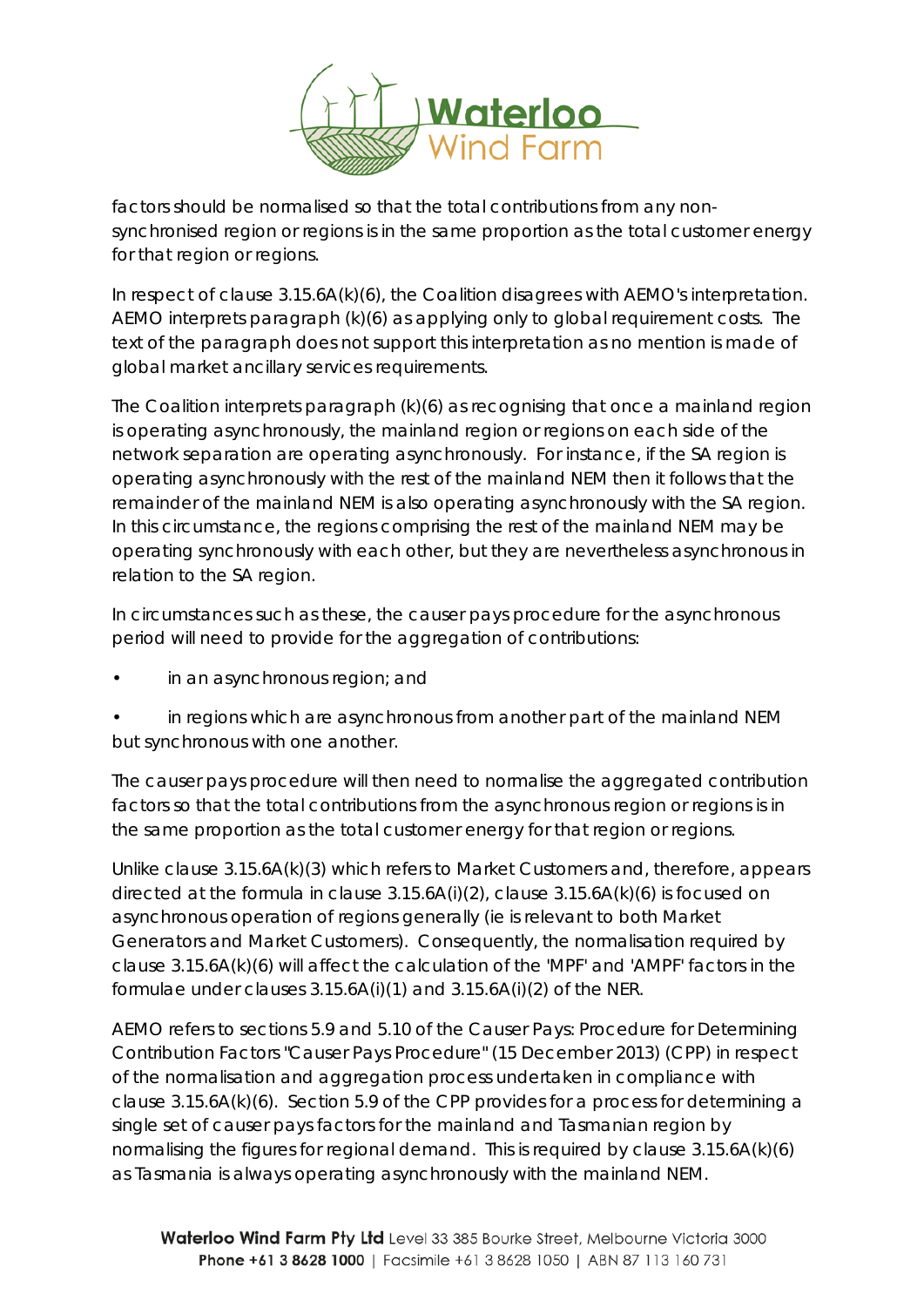factors should be normalised so that the total contributions from any non-synchronised region or regions is in the same proportion as the total customer energy for that region or regions.

In respect of clause 3.15.6A(k)(6), the Coalition disagrees with AEMO's interpretation. AEMO interprets paragraph (k)(6) as applying only to global requirement costs. The text of the paragraph does not support this interpretation as no mention is made of global market ancillary services requirements.

The Coalition interprets paragraph (k)(6) as recognising that once a mainland region is operating asynchronously, the mainland region or regions on each side of the network separation are operating asynchronously. For instance, if the SA region is operating asynchronously with the rest of the mainland NEM then it follows that the remainder of the mainland NEM is also operating asynchronously with the SA region. In this circumstance, the regions comprising the rest of the mainland NEM may be operating synchronously with each other, but they are nevertheless asynchronous in relation to the SA region.

In circumstances such as these, the causer pays procedure for the asynchronous period will need to provide for the aggregation of contributions:

- in an asynchronous region; and
- in regions which are asynchronous from another part of the mainland NEM but synchronous with one another.

The causer pays procedure will then need to normalise the aggregated contribution factors so that the total contributions from the asynchronous region or regions is in the same proportion as the total customer energy for that region or regions.

Unlike clause 3.15.6A(k)(3) which refers to Market Customers and, therefore, appears directed at the formula in clause 3.15.6A(i)(2), clause 3.15.6A(k)(6) is focused on asynchronous operation of regions generally (ie is relevant to both Market Generators and Market Customers). Consequently, the normalisation required by clause 3.15.6A(k)(6) will affect the calculation of the 'MPF' and 'AMPF' factors in the formulae under clauses 3.15.6A(i)(1) and 3.15.6A(i)(2) of the NER.

AEMO refers to sections 5.9 and 5.10 of the Causer Pays: Procedure for Determining Contribution Factors "Causer Pays Procedure" (15 December 2013) (CPP) in respect of the normalisation and aggregation process undertaken in compliance with clause 3.15.6A(k)(6). Section 5.9 of the CPP provides for a process for determining a single set of causer pays factors for the mainland and Tasmanian region by normalising the figures for regional demand. This is required by clause 3.15.6A(k)(6) as Tasmania is always operating asynchronously with the mainland NEM.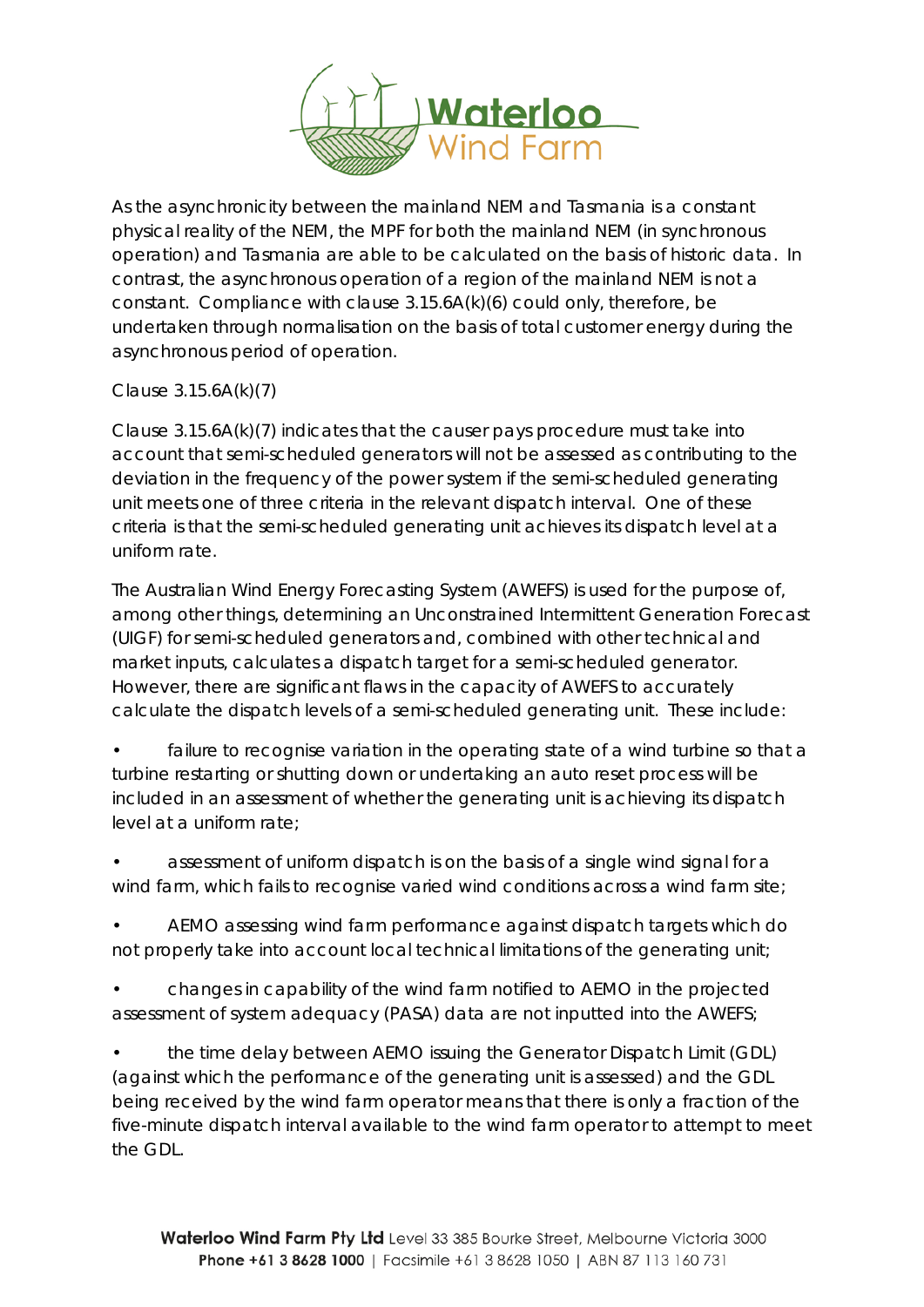As the asynchronicity between the mainland NEM and Tasmania is a constant physical reality of the NEM, the MPF for both the mainland NEM (in synchronous operation) and Tasmania are able to be calculated on the basis of historic data. In contrast, the asynchronous operation of a region of the mainland NEM is not a constant. Compliance with clause 3.15.6A(k)(6) could only, therefore, be undertaken through normalisation on the basis of total customer energy during the asynchronous period of operation.

Clause 3.15.6A(k)(7)

Clause 3.15.6A(k)(7) indicates that the causer pays procedure must take into account that semi-scheduled generators will not be assessed as contributing to the deviation in the frequency of the power system if the semi-scheduled generating unit meets one of three criteria in the relevant dispatch interval. One of these criteria is that the semi-scheduled generating unit achieves its dispatch level at a uniform rate.

The Australian Wind Energy Forecasting System (AWEFS) is used for the purpose of, among other things, determining an Unconstrained Intermittent Generation Forecast (UIGF) for semi-scheduled generators and, combined with other technical and market inputs, calculates a dispatch target for a semi-scheduled generator. However, there are significant flaws in the capacity of AWEFS to accurately calculate the dispatch levels of a semi-scheduled generating unit. These include:

- failure to recognise variation in the operating state of a wind turbine so that a turbine restarting or shutting down or undertaking an auto reset process will be included in an assessment of whether the generating unit is achieving its dispatch level at a uniform rate;
- assessment of uniform dispatch is on the basis of a single wind signal for a wind farm, which fails to recognise varied wind conditions across a wind farm site;
- AEMO assessing wind farm performance against dispatch targets which do not properly take into account local technical limitations of the generating unit;
- changes in capability of the wind farm notified to AEMO in the projected assessment of system adequacy (PASA) data are not inputted into the AWEFS;
- the time delay between AEMO issuing the Generator Dispatch Limit (GDL) (against which the performance of the generating unit is assessed) and the GDL being received by the wind farm operator means that there is only a fraction of the five-minute dispatch interval available to the wind farm operator to attempt to meet the GDL.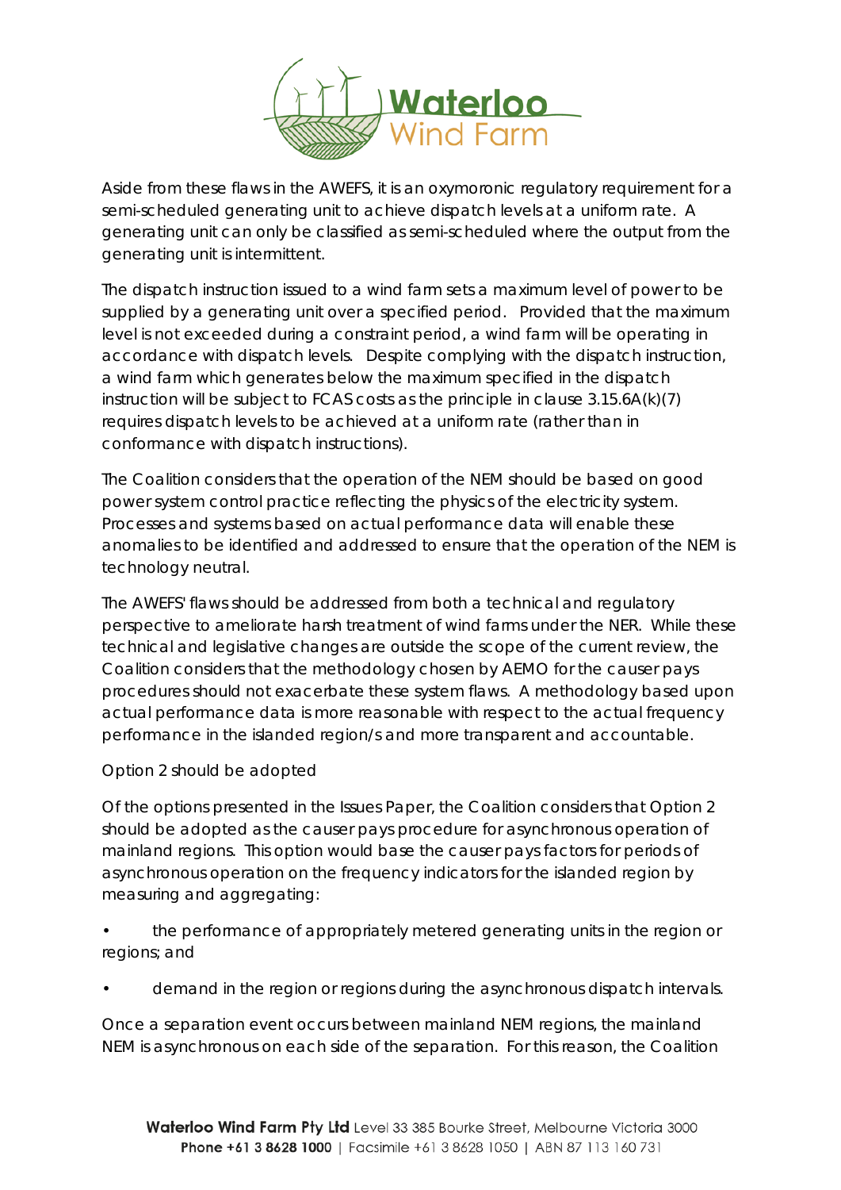Aside from these flaws in the AWEFS, it is an oxymoronic regulatory requirement for a semi-scheduled generating unit to achieve dispatch levels at a uniform rate. A generating unit can only be classified as semi-scheduled where the output from the generating unit is intermittent.

The dispatch instruction issued to a wind farm sets a maximum level of power to be supplied by a generating unit over a specified period. Provided that the maximum level is not exceeded during a constraint period, a wind farm will be operating in accordance with dispatch levels. Despite complying with the dispatch instruction, a wind farm which generates below the maximum specified in the dispatch instruction will be subject to FCAS costs as the principle in clause 3.15.6A(k)(7) requires dispatch levels to be achieved at a uniform rate (rather than in conformance with dispatch instructions).

The Coalition considers that the operation of the NEM should be based on good power system control practice reflecting the physics of the electricity system. Processes and systems based on actual performance data will enable these anomalies to be identified and addressed to ensure that the operation of the NEM is technology neutral.

The AWEFS' flaws should be addressed from both a technical and regulatory perspective to ameliorate harsh treatment of wind farms under the NER. While these technical and legislative changes are outside the scope of the current review, the Coalition considers that the methodology chosen by AEMO for the causer pays procedures should not exacerbate these system flaws. A methodology based upon actual performance data is more reasonable with respect to the actual frequency performance in the islanded region/s and more transparent and accountable.

Option 2 should be adopted

Of the options presented in the Issues Paper, the Coalition considers that Option 2 should be adopted as the causer pays procedure for asynchronous operation of mainland regions. This option would base the causer pays factors for periods of asynchronous operation on the frequency indicators for the islanded region by measuring and aggregating:

- the performance of appropriately metered generating units in the region or regions; and
- demand in the region or regions during the asynchronous dispatch intervals.

Once a separation event occurs between mainland NEM regions, the mainland NEM is asynchronous on each side of the separation. For this reason, the Coalition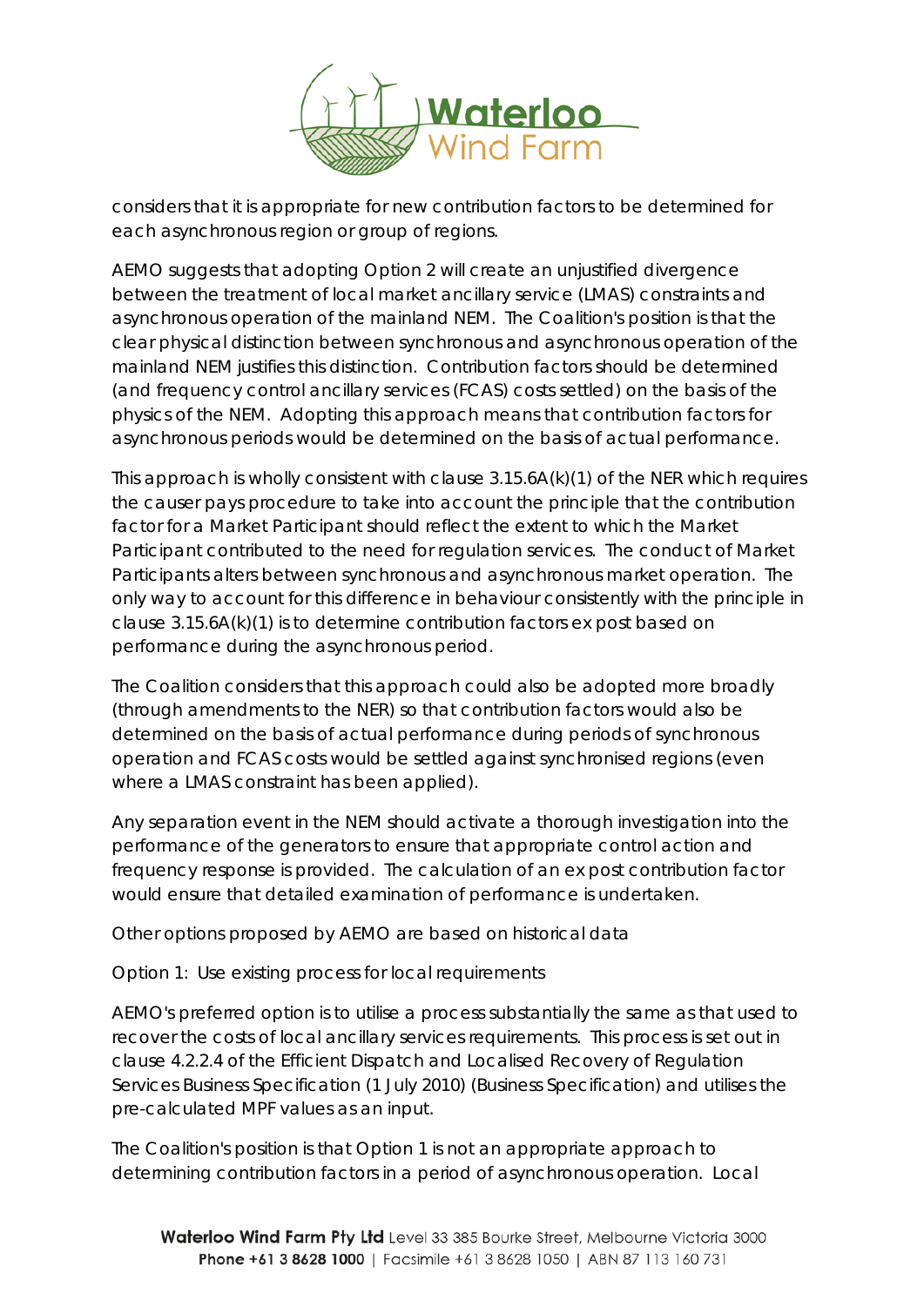considers that it is appropriate for new contribution factors to be determined for each asynchronous region or group of regions.

AEMO suggests that adopting Option 2 will create an unjustified divergence between the treatment of local market ancillary service (LMAS) constraints and asynchronous operation of the mainland NEM. The Coalition's position is that the clear physical distinction between synchronous and asynchronous operation of the mainland NEM justifies this distinction. Contribution factors should be determined (and frequency control ancillary services (FCAS) costs settled) on the basis of the physics of the NEM. Adopting this approach means that contribution factors for asynchronous periods would be determined on the basis of actual performance.

This approach is wholly consistent with clause 3.15.6A(k)(1) of the NER which requires the causer pays procedure to take into account the principle that the contribution factor for a Market Participant should reflect the extent to which the Market Participant contributed to the need for regulation services. The conduct of Market Participants alters between synchronous and asynchronous market operation. The only way to account for this difference in behaviour consistently with the principle in clause 3.15.6A(k)(1) is to determine contribution factors ex post based on performance during the asynchronous period.

The Coalition considers that this approach could also be adopted more broadly (through amendments to the NER) so that contribution factors would also be determined on the basis of actual performance during periods of synchronous operation and FCAS costs would be settled against synchronised regions (even where a LMAS constraint has been applied).

Any separation event in the NEM should activate a thorough investigation into the performance of the generators to ensure that appropriate control action and frequency response is provided. The calculation of an ex post contribution factor would ensure that detailed examination of performance is undertaken.

Other options proposed by AEMO are based on historical data

Option 1: Use existing process for local requirements

AEMO's preferred option is to utilise a process substantially the same as that used to recover the costs of local ancillary services requirements. This process is set out in clause 4.2.2.4 of the Efficient Dispatch and Localised Recovery of Regulation Services Business Specification (1 July 2010) (Business Specification) and utilises the pre-calculated MPF values as an input.

The Coalition's position is that Option 1 is not an appropriate approach to determining contribution factors in a period of asynchronous operation. Local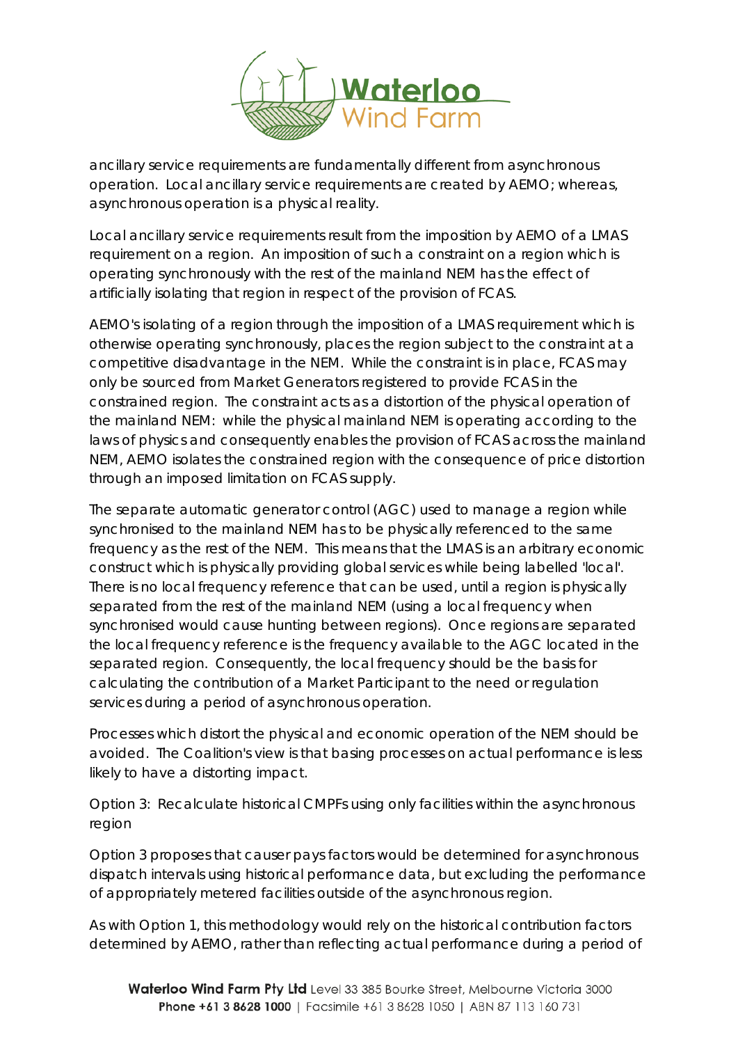ancillary service requirements are fundamentally different from asynchronous operation. Local ancillary service requirements are created by AEMO; whereas, asynchronous operation is a physical reality.

Local ancillary service requirements result from the imposition by AEMO of a LMAS requirement on a region. An imposition of such a constraint on a region which is operating synchronously with the rest of the mainland NEM has the effect of artificially isolating that region in respect of the provision of FCAS.

AEMO's isolating of a region through the imposition of a LMAS requirement which is otherwise operating synchronously, places the region subject to the constraint at a competitive disadvantage in the NEM. While the constraint is in place, FCAS may only be sourced from Market Generators registered to provide FCAS in the constrained region. The constraint acts as a distortion of the physical operation of the mainland NEM: while the physical mainland NEM is operating according to the laws of physics and consequently enables the provision of FCAS across the mainland NEM, AEMO isolates the constrained region with the consequence of price distortion through an imposed limitation on FCAS supply.

The separate automatic generator control (AGC) used to manage a region while synchronised to the mainland NEM has to be physically referenced to the same frequency as the rest of the NEM. This means that the LMAS is an arbitrary economic construct which is physically providing global services while being labelled 'local'. There is no local frequency reference that can be used, until a region is physically separated from the rest of the mainland NEM (using a local frequency when synchronised would cause hunting between regions). Once regions are separated the local frequency reference is the frequency available to the AGC located in the separated region. Consequently, the local frequency should be the basis for calculating the contribution of a Market Participant to the need or regulation services during a period of asynchronous operation.

Processes which distort the physical and economic operation of the NEM should be avoided. The Coalition's view is that basing processes on actual performance is less likely to have a distorting impact.

Option 3: Recalculate historical CMPFs using only facilities within the asynchronous region

Option 3 proposes that causer pays factors would be determined for asynchronous dispatch intervals using historical performance data, but excluding the performance of appropriately metered facilities outside of the asynchronous region.

As with Option 1, this methodology would rely on the historical contribution factors determined by AEMO, rather than reflecting actual performance during a period of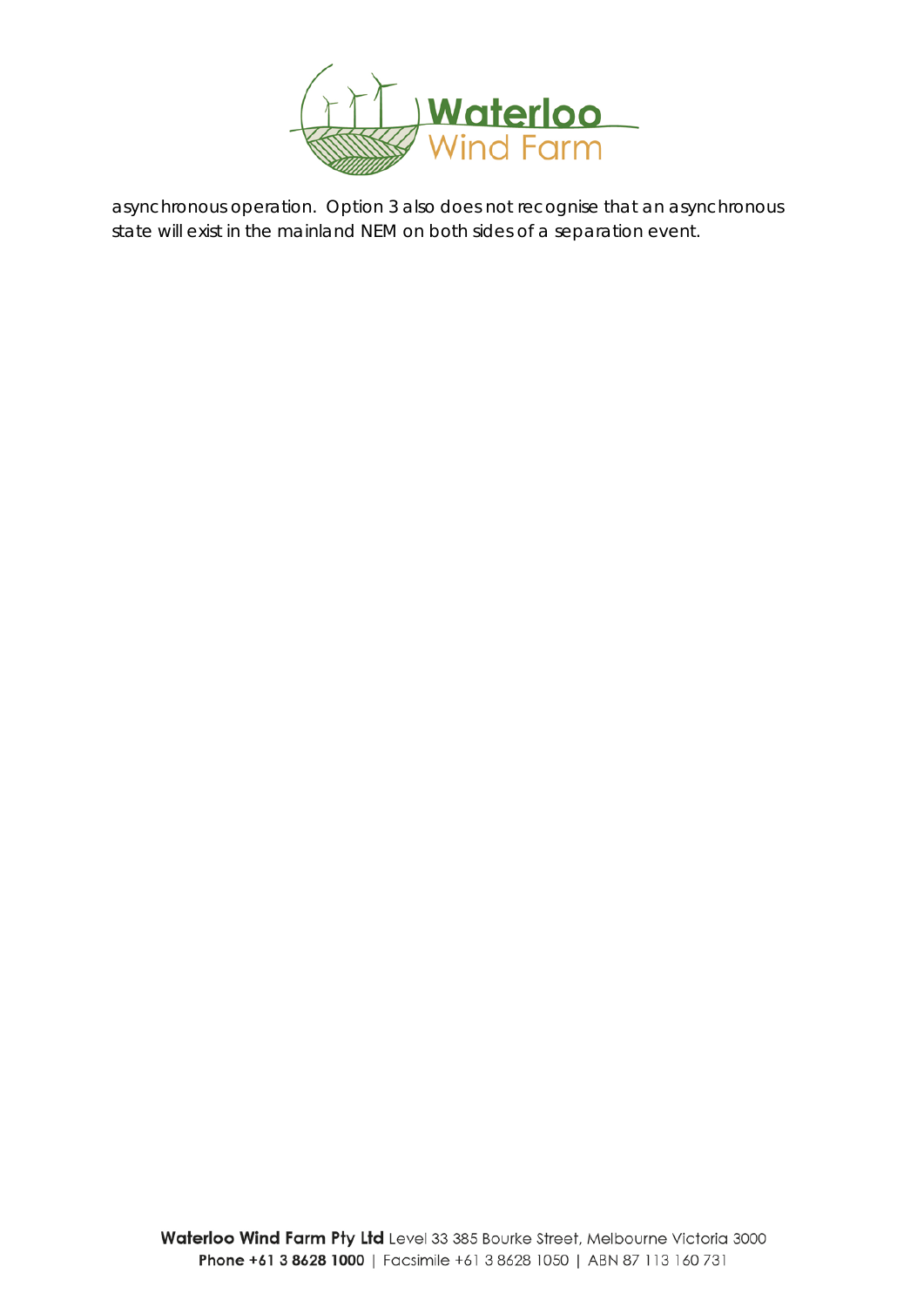asynchronous operation. Option 3 also does not recognise that an asynchronous state will exist in the mainland NEM on both sides of a separation event.